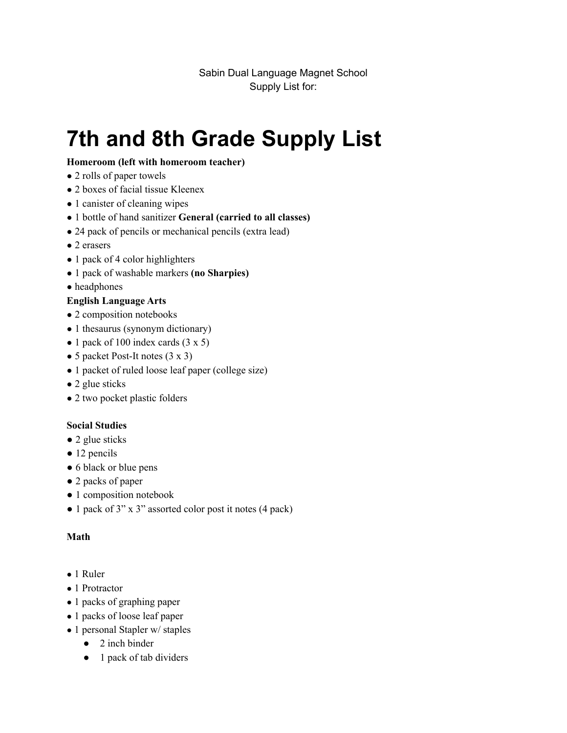Sabin Dual Language Magnet School
Supply List for:

# 7th and 8th Grade Supply List

**Homeroom (left with homeroom teacher)**

- 2 rolls of paper towels
- 2 boxes of facial tissue Kleenex
- 1 canister of cleaning wipes
- 1 bottle of hand sanitizer **General (carried to all classes)**
- 24 pack of pencils or mechanical pencils (extra lead)
- 2 erasers
- 1 pack of 4 color highlighters
- 1 pack of washable markers **(no Sharpies)**
- headphones

**English Language Arts**

- 2 composition notebooks
- 1 thesaurus (synonym dictionary)
- 1 pack of 100 index cards (3 x 5)
- 5 packet Post-It notes (3 x 3)
- 1 packet of ruled loose leaf paper (college size)
- 2 glue sticks
- 2 two pocket plastic folders

**Social Studies**

- 2 glue sticks
- 12 pencils
- 6 black or blue pens
- 2 packs of paper
- 1 composition notebook
- 1 pack of 3" x 3" assorted color post it notes (4 pack)

**Math**

- 1 Ruler
- 1 Protractor
- 1 packs of graphing paper
- 1 packs of loose leaf paper
- 1 personal Stapler w/ staples
    - 2 inch binder
    - 1 pack of tab dividers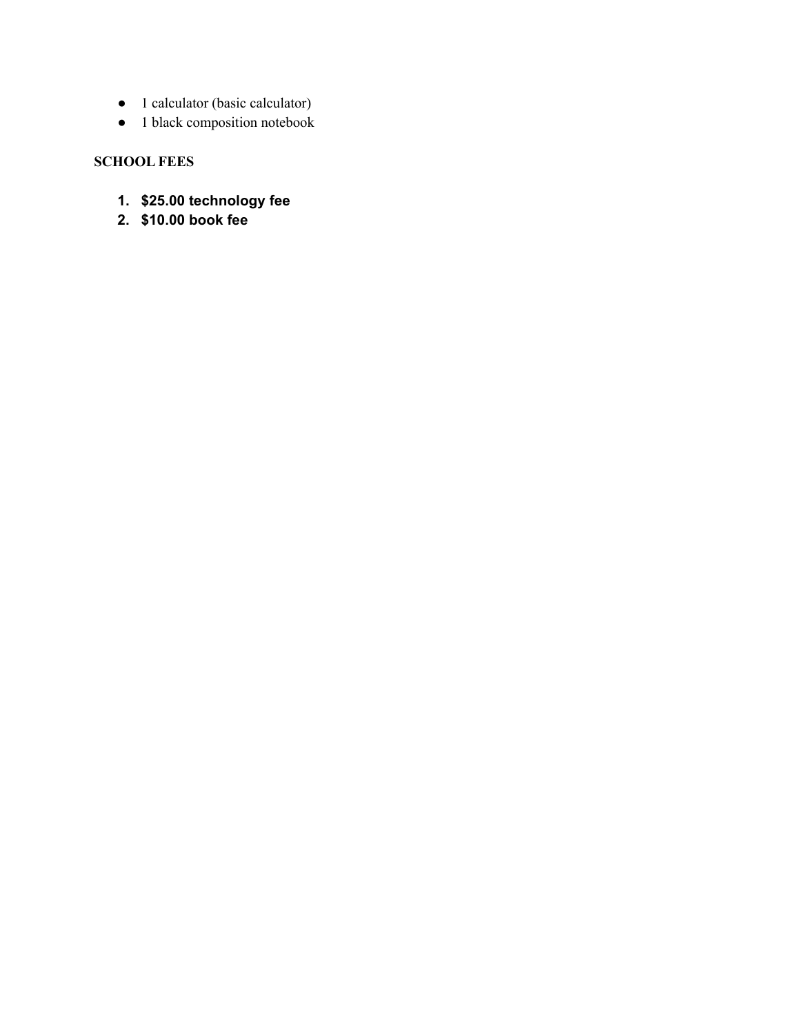- 1 calculator (basic calculator)
- 1 black composition notebook

**SCHOOL FEES**

1. **$25.00 technology fee**
2. **$10.00 book fee**